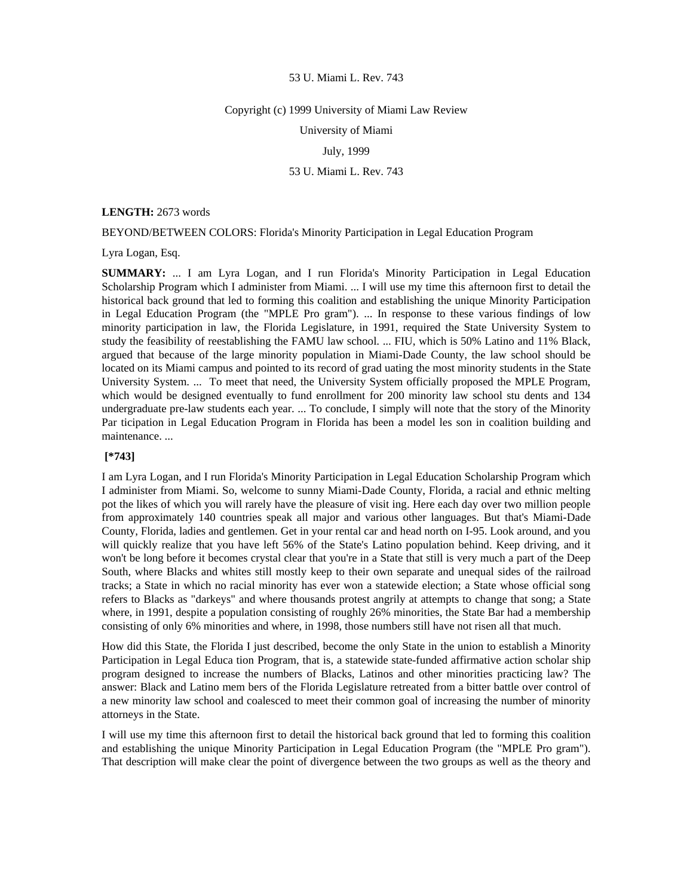53 U. Miami L. Rev. 743

Copyright (c) 1999 University of Miami Law Review

University of Miami

July, 1999

53 U. Miami L. Rev. 743

**LENGTH:** 2673 words

BEYOND/BETWEEN COLORS: Florida's Minority Participation in Legal Education Program

Lyra Logan, Esq.

**SUMMARY:** ... I am Lyra Logan, and I run Florida's Minority Participation in Legal Education Scholarship Program which I administer from Miami. ... I will use my time this afternoon first to detail the historical back ground that led to forming this coalition and establishing the unique Minority Participation in Legal Education Program (the "MPLE Pro gram"). ... In response to these various findings of low minority participation in law, the Florida Legislature, in 1991, required the State University System to study the feasibility of reestablishing the FAMU law school. ... FIU, which is 50% Latino and 11% Black, argued that because of the large minority population in Miami-Dade County, the law school should be located on its Miami campus and pointed to its record of grad uating the most minority students in the State University System. ... To meet that need, the University System officially proposed the MPLE Program, which would be designed eventually to fund enrollment for 200 minority law school stu dents and 134 undergraduate pre-law students each year. ... To conclude, I simply will note that the story of the Minority Par ticipation in Legal Education Program in Florida has been a model les son in coalition building and maintenance. ...

**[*743]**

I am Lyra Logan, and I run Florida's Minority Participation in Legal Education Scholarship Program which I administer from Miami. So, welcome to sunny Miami-Dade County, Florida, a racial and ethnic melting pot the likes of which you will rarely have the pleasure of visit ing. Here each day over two million people from approximately 140 countries speak all major and various other languages. But that's Miami-Dade County, Florida, ladies and gentlemen. Get in your rental car and head north on I-95. Look around, and you will quickly realize that you have left 56% of the State's Latino population behind. Keep driving, and it won't be long before it becomes crystal clear that you're in a State that still is very much a part of the Deep South, where Blacks and whites still mostly keep to their own separate and unequal sides of the railroad tracks; a State in which no racial minority has ever won a statewide election; a State whose official song refers to Blacks as "darkeys" and where thousands protest angrily at attempts to change that song; a State where, in 1991, despite a population consisting of roughly 26% minorities, the State Bar had a membership consisting of only 6% minorities and where, in 1998, those numbers still have not risen all that much.

How did this State, the Florida I just described, become the only State in the union to establish a Minority Participation in Legal Educa tion Program, that is, a statewide state-funded affirmative action scholar ship program designed to increase the numbers of Blacks, Latinos and other minorities practicing law? The answer: Black and Latino mem bers of the Florida Legislature retreated from a bitter battle over control of a new minority law school and coalesced to meet their common goal of increasing the number of minority attorneys in the State.

I will use my time this afternoon first to detail the historical back ground that led to forming this coalition and establishing the unique Minority Participation in Legal Education Program (the "MPLE Pro gram"). That description will make clear the point of divergence between the two groups as well as the theory and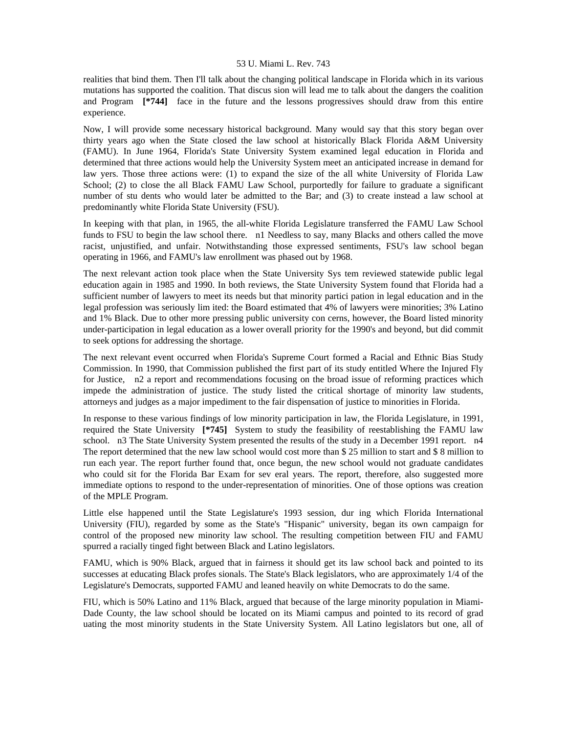realities that bind them. Then I'll talk about the changing political landscape in Florida which in its various mutations has supported the coalition. That discus sion will lead me to talk about the dangers the coalition and Program **[*744]** face in the future and the lessons progressives should draw from this entire experience.

Now, I will provide some necessary historical background. Many would say that this story began over thirty years ago when the State closed the law school at historically Black Florida A&M University (FAMU). In June 1964, Florida's State University System examined legal education in Florida and determined that three actions would help the University System meet an anticipated increase in demand for law yers. Those three actions were: (1) to expand the size of the all white University of Florida Law School; (2) to close the all Black FAMU Law School, purportedly for failure to graduate a significant number of stu dents who would later be admitted to the Bar; and (3) to create instead a law school at predominantly white Florida State University (FSU).

In keeping with that plan, in 1965, the all-white Florida Legislature transferred the FAMU Law School funds to FSU to begin the law school there. n1 Needless to say, many Blacks and others called the move racist, unjustified, and unfair. Notwithstanding those expressed sentiments, FSU's law school began operating in 1966, and FAMU's law enrollment was phased out by 1968.

The next relevant action took place when the State University Sys tem reviewed statewide public legal education again in 1985 and 1990. In both reviews, the State University System found that Florida had a sufficient number of lawyers to meet its needs but that minority partici pation in legal education and in the legal profession was seriously lim ited: the Board estimated that 4% of lawyers were minorities; 3% Latino and 1% Black. Due to other more pressing public university con cerns, however, the Board listed minority under-participation in legal education as a lower overall priority for the 1990's and beyond, but did commit to seek options for addressing the shortage.

The next relevant event occurred when Florida's Supreme Court formed a Racial and Ethnic Bias Study Commission. In 1990, that Commission published the first part of its study entitled Where the Injured Fly for Justice, n2 a report and recommendations focusing on the broad issue of reforming practices which impede the administration of justice. The study listed the critical shortage of minority law students, attorneys and judges as a major impediment to the fair dispensation of justice to minorities in Florida.

In response to these various findings of low minority participation in law, the Florida Legislature, in 1991, required the State University **[*745]** System to study the feasibility of reestablishing the FAMU law school. n3 The State University System presented the results of the study in a December 1991 report. n4 The report determined that the new law school would cost more than $ 25 million to start and $ 8 million to run each year. The report further found that, once begun, the new school would not graduate candidates who could sit for the Florida Bar Exam for sev eral years. The report, therefore, also suggested more immediate options to respond to the under-representation of minorities. One of those options was creation of the MPLE Program.

Little else happened until the State Legislature's 1993 session, dur ing which Florida International University (FIU), regarded by some as the State's "Hispanic" university, began its own campaign for control of the proposed new minority law school. The resulting competition between FIU and FAMU spurred a racially tinged fight between Black and Latino legislators.

FAMU, which is 90% Black, argued that in fairness it should get its law school back and pointed to its successes at educating Black profes sionals. The State's Black legislators, who are approximately 1/4 of the Legislature's Democrats, supported FAMU and leaned heavily on white Democrats to do the same.

FIU, which is 50% Latino and 11% Black, argued that because of the large minority population in Miami-Dade County, the law school should be located on its Miami campus and pointed to its record of grad uating the most minority students in the State University System. All Latino legislators but one, all of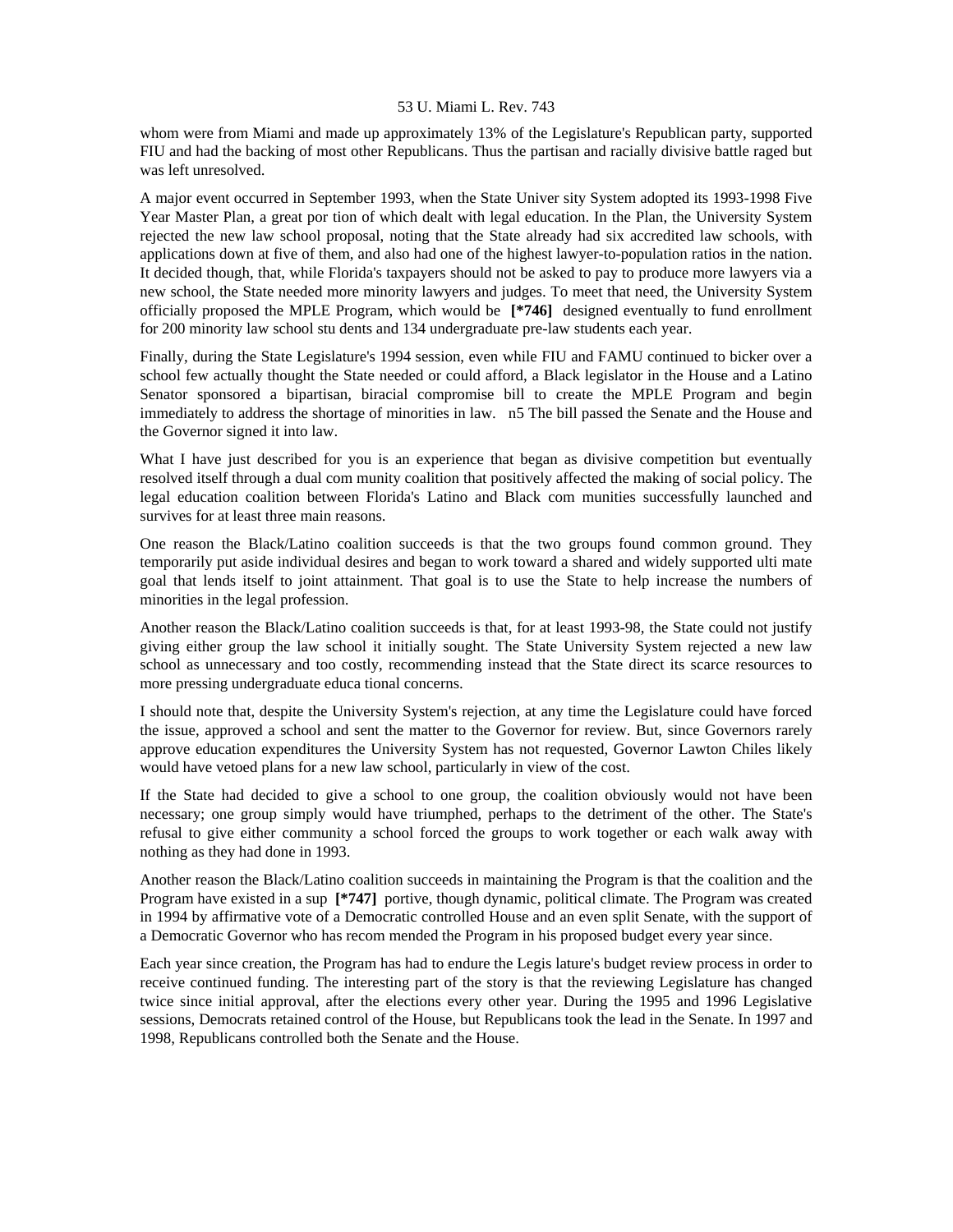whom were from Miami and made up approximately 13% of the Legislature's Republican party, supported FIU and had the backing of most other Republicans. Thus the partisan and racially divisive battle raged but was left unresolved.

A major event occurred in September 1993, when the State Univer sity System adopted its 1993-1998 Five Year Master Plan, a great por tion of which dealt with legal education. In the Plan, the University System rejected the new law school proposal, noting that the State already had six accredited law schools, with applications down at five of them, and also had one of the highest lawyer-to-population ratios in the nation. It decided though, that, while Florida's taxpayers should not be asked to pay to produce more lawyers via a new school, the State needed more minority lawyers and judges. To meet that need, the University System officially proposed the MPLE Program, which would be **[*746]** designed eventually to fund enrollment for 200 minority law school stu dents and 134 undergraduate pre-law students each year.

Finally, during the State Legislature's 1994 session, even while FIU and FAMU continued to bicker over a school few actually thought the State needed or could afford, a Black legislator in the House and a Latino Senator sponsored a bipartisan, biracial compromise bill to create the MPLE Program and begin immediately to address the shortage of minorities in law. n5 The bill passed the Senate and the House and the Governor signed it into law.

What I have just described for you is an experience that began as divisive competition but eventually resolved itself through a dual com munity coalition that positively affected the making of social policy. The legal education coalition between Florida's Latino and Black com munities successfully launched and survives for at least three main reasons.

One reason the Black/Latino coalition succeeds is that the two groups found common ground. They temporarily put aside individual desires and began to work toward a shared and widely supported ulti mate goal that lends itself to joint attainment. That goal is to use the State to help increase the numbers of minorities in the legal profession.

Another reason the Black/Latino coalition succeeds is that, for at least 1993-98, the State could not justify giving either group the law school it initially sought. The State University System rejected a new law school as unnecessary and too costly, recommending instead that the State direct its scarce resources to more pressing undergraduate educa tional concerns.

I should note that, despite the University System's rejection, at any time the Legislature could have forced the issue, approved a school and sent the matter to the Governor for review. But, since Governors rarely approve education expenditures the University System has not requested, Governor Lawton Chiles likely would have vetoed plans for a new law school, particularly in view of the cost.

If the State had decided to give a school to one group, the coalition obviously would not have been necessary; one group simply would have triumphed, perhaps to the detriment of the other. The State's refusal to give either community a school forced the groups to work together or each walk away with nothing as they had done in 1993.

Another reason the Black/Latino coalition succeeds in maintaining the Program is that the coalition and the Program have existed in a sup **[*747]** portive, though dynamic, political climate. The Program was created in 1994 by affirmative vote of a Democratic controlled House and an even split Senate, with the support of a Democratic Governor who has recom mended the Program in his proposed budget every year since.

Each year since creation, the Program has had to endure the Legis lature's budget review process in order to receive continued funding. The interesting part of the story is that the reviewing Legislature has changed twice since initial approval, after the elections every other year. During the 1995 and 1996 Legislative sessions, Democrats retained control of the House, but Republicans took the lead in the Senate. In 1997 and 1998, Republicans controlled both the Senate and the House.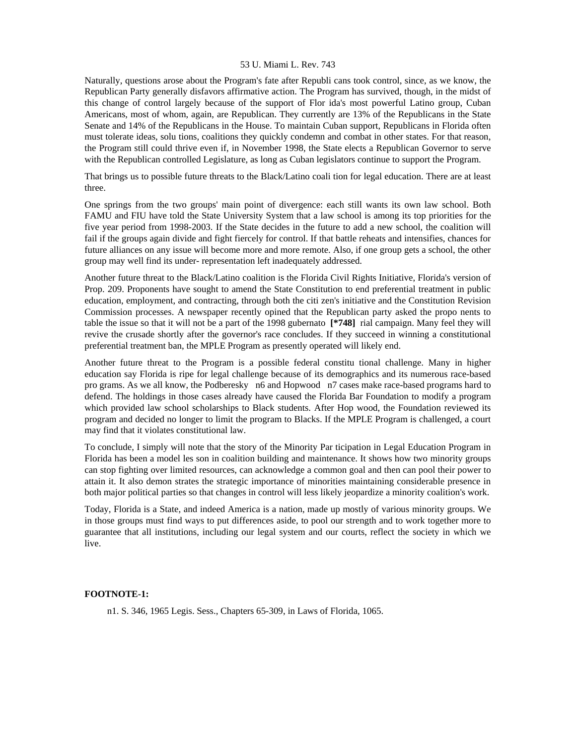Naturally, questions arose about the Program's fate after Republi cans took control, since, as we know, the Republican Party generally disfavors affirmative action. The Program has survived, though, in the midst of this change of control largely because of the support of Flor ida's most powerful Latino group, Cuban Americans, most of whom, again, are Republican. They currently are 13% of the Republicans in the State Senate and 14% of the Republicans in the House. To maintain Cuban support, Republicans in Florida often must tolerate ideas, solu tions, coalitions they quickly condemn and combat in other states. For that reason, the Program still could thrive even if, in November 1998, the State elects a Republican Governor to serve with the Republican controlled Legislature, as long as Cuban legislators continue to support the Program.

That brings us to possible future threats to the Black/Latino coali tion for legal education. There are at least three.

One springs from the two groups' main point of divergence: each still wants its own law school. Both FAMU and FIU have told the State University System that a law school is among its top priorities for the five year period from 1998-2003. If the State decides in the future to add a new school, the coalition will fail if the groups again divide and fight fiercely for control. If that battle reheats and intensifies, chances for future alliances on any issue will become more and more remote. Also, if one group gets a school, the other group may well find its under- representation left inadequately addressed.

Another future threat to the Black/Latino coalition is the Florida Civil Rights Initiative, Florida's version of Prop. 209. Proponents have sought to amend the State Constitution to end preferential treatment in public education, employment, and contracting, through both the citi zen's initiative and the Constitution Revision Commission processes. A newspaper recently opined that the Republican party asked the propo nents to table the issue so that it will not be a part of the 1998 gubernato **[*748]** rial campaign. Many feel they will revive the crusade shortly after the governor's race concludes. If they succeed in winning a constitutional preferential treatment ban, the MPLE Program as presently operated will likely end.

Another future threat to the Program is a possible federal constitu tional challenge. Many in higher education say Florida is ripe for legal challenge because of its demographics and its numerous race-based pro grams. As we all know, the Podberesky n6 and Hopwood n7 cases make race-based programs hard to defend. The holdings in those cases already have caused the Florida Bar Foundation to modify a program which provided law school scholarships to Black students. After Hop wood, the Foundation reviewed its program and decided no longer to limit the program to Blacks. If the MPLE Program is challenged, a court may find that it violates constitutional law.

To conclude, I simply will note that the story of the Minority Par ticipation in Legal Education Program in Florida has been a model les son in coalition building and maintenance. It shows how two minority groups can stop fighting over limited resources, can acknowledge a common goal and then can pool their power to attain it. It also demon strates the strategic importance of minorities maintaining considerable presence in both major political parties so that changes in control will less likely jeopardize a minority coalition's work.

Today, Florida is a State, and indeed America is a nation, made up mostly of various minority groups. We in those groups must find ways to put differences aside, to pool our strength and to work together more to guarantee that all institutions, including our legal system and our courts, reflect the society in which we live.

**FOOTNOTE-1:**

n1. S. 346, 1965 Legis. Sess., Chapters 65-309, in Laws of Florida, 1065.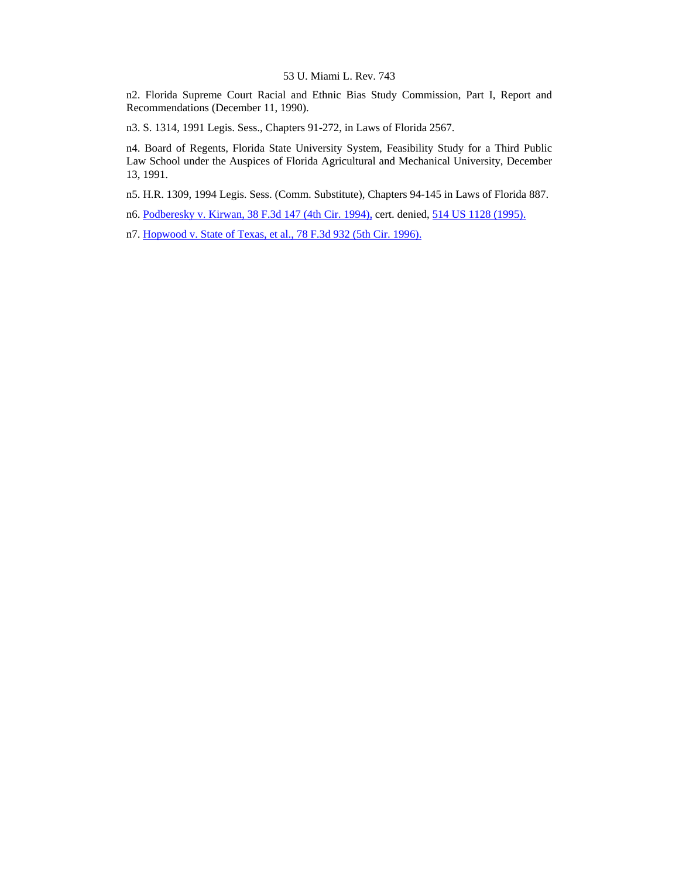n2. Florida Supreme Court Racial and Ethnic Bias Study Commission, Part I, Report and Recommendations (December 11, 1990).

n3. S. 1314, 1991 Legis. Sess., Chapters 91-272, in Laws of Florida 2567.

n4. Board of Regents, Florida State University System, Feasibility Study for a Third Public Law School under the Auspices of Florida Agricultural and Mechanical University, December 13, 1991.

n5. H.R. 1309, 1994 Legis. Sess. (Comm. Substitute), Chapters 94-145 in Laws of Florida 887.

n6. Podberesky v. Kirwan, 38 F.3d 147 (4th Cir. 1994), cert. denied, 514 US 1128 (1995).

n7. Hopwood v. State of Texas, et al., 78 F.3d 932 (5th Cir. 1996).